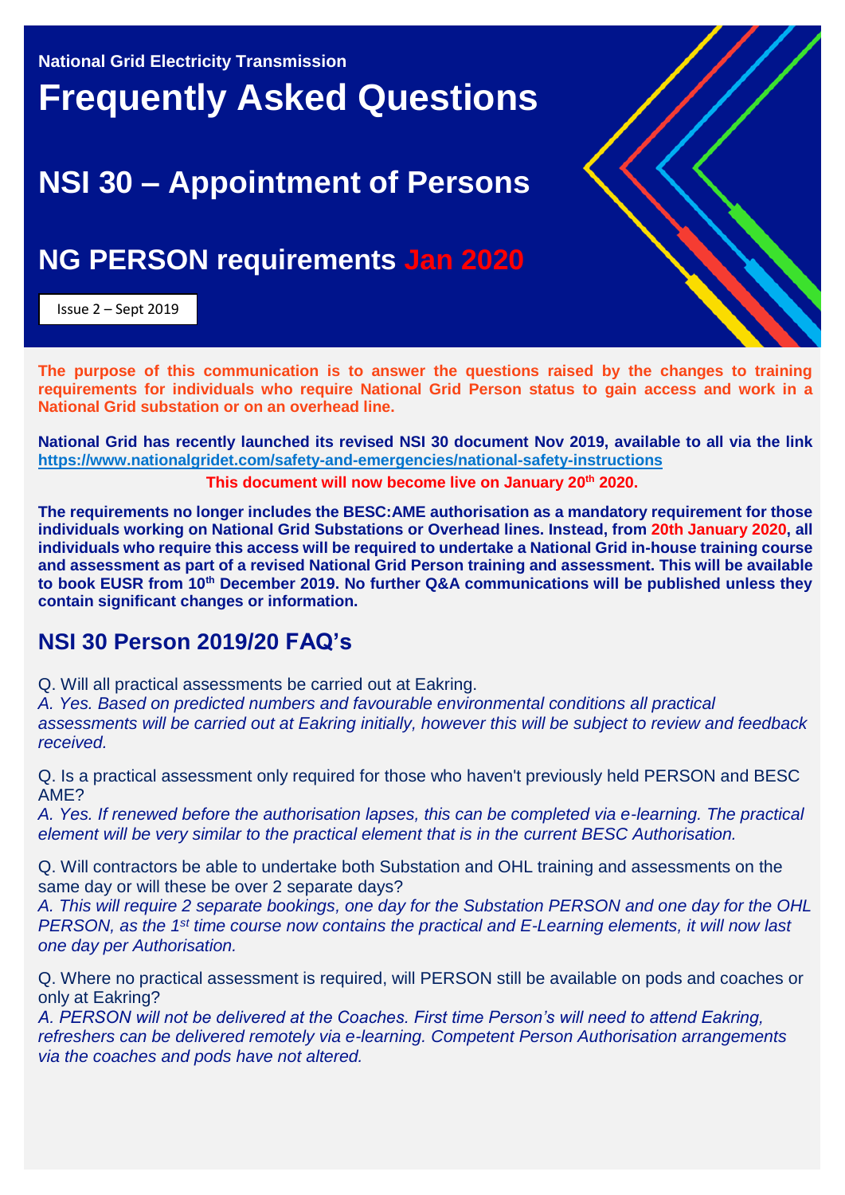**National Grid Electricity Transmission**

# Frequently Asked Questions

## NSI 30 – Appointment of Persons

## NG PERSON requirements Jan 2020

Issue 2 – Sept 2019

**The purpose of this communication is to answer the questions raised by the changes to training requirements for individuals who require National Grid Person status to gain access and work in a National Grid substation or on an overhead line.**

**National Grid has recently launched its revised NSI 30 document Nov 2019, available to all via the link https://www.nationalgridet.com/safety-and-emergencies/national-safety-instructions**

**This document will now become live on January 20th 2020.**

**The requirements no longer includes the BESC:AME authorisation as a mandatory requirement for those individuals working on National Grid Substations or Overhead lines. Instead, from 20th January 2020, all individuals who require this access will be required to undertake a National Grid in-house training course and assessment as part of a revised National Grid Person training and assessment. This will be available to book EUSR from 10th December 2019. No further Q&A communications will be published unless they contain significant changes or information.**

## NSI 30 Person 2019/20 FAQ's

Q. Will all practical assessments be carried out at Eakring.

*A. Yes. Based on predicted numbers and favourable environmental conditions all practical assessments will be carried out at Eakring initially, however this will be subject to review and feedback received.*

Q. Is a practical assessment only required for those who haven't previously held PERSON and BESC AME?

*A. Yes. If renewed before the authorisation lapses, this can be completed via e-learning. The practical element will be very similar to the practical element that is in the current BESC Authorisation.*

Q. Will contractors be able to undertake both Substation and OHL training and assessments on the same day or will these be over 2 separate days?

*A. This will require 2 separate bookings, one day for the Substation PERSON and one day for the OHL PERSON, as the 1st time course now contains the practical and E-Learning elements, it will now last one day per Authorisation.*

Q. Where no practical assessment is required, will PERSON still be available on pods and coaches or only at Eakring?

*A. PERSON will not be delivered at the Coaches. First time Person's will need to attend Eakring, refreshers can be delivered remotely via e-learning. Competent Person Authorisation arrangements via the coaches and pods have not altered.*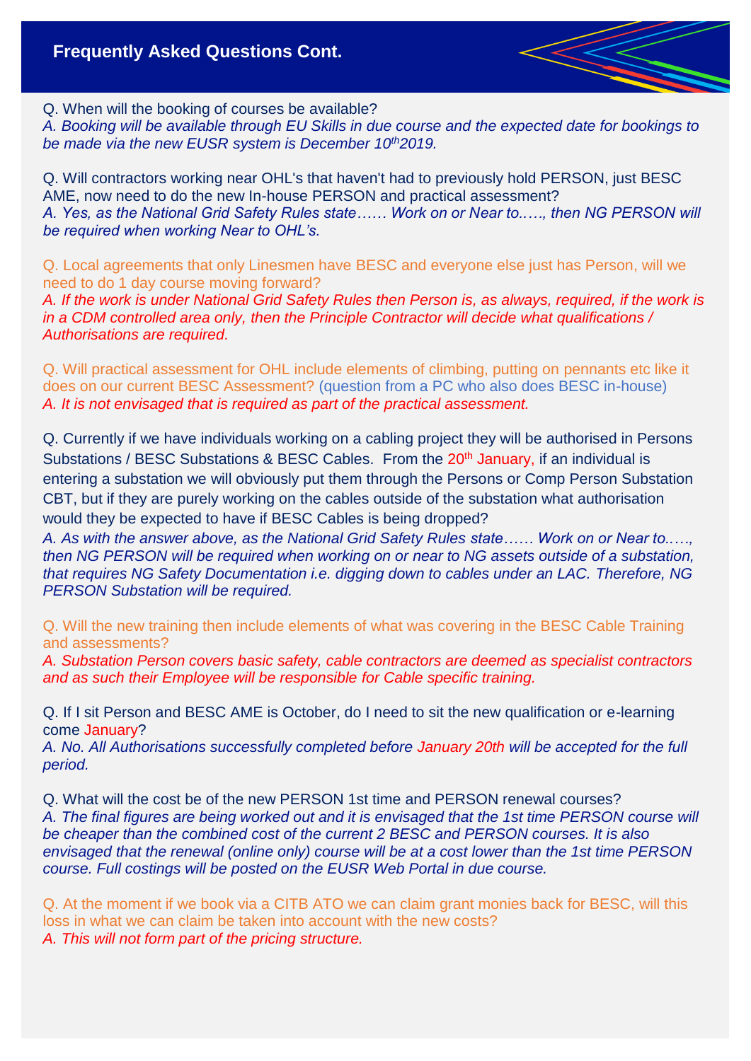## Frequently Asked Questions Cont.

Q. When will the booking of courses be available?
*A. Booking will be available through EU Skills in due course and the expected date for bookings to be made via the new EUSR system is December 10th 2019.*

Q. Will contractors working near OHL's that haven't had to previously hold PERSON, just BESC AME, now need to do the new In-house PERSON and practical assessment?
*A. Yes, as the National Grid Safety Rules state…… Work on or Near to.…., then NG PERSON will be required when working Near to OHL's.*

Q. Local agreements that only Linesmen have BESC and everyone else just has Person, will we need to do 1 day course moving forward?
*A. If the work is under National Grid Safety Rules then Person is, as always, required, if the work is in a CDM controlled area only, then the Principle Contractor will decide what qualifications / Authorisations are required.*

Q. Will practical assessment for OHL include elements of climbing, putting on pennants etc like it does on our current BESC Assessment? (question from a PC who also does BESC in-house)
*A. It is not envisaged that is required as part of the practical assessment.*

Q. Currently if we have individuals working on a cabling project they will be authorised in Persons Substations / BESC Substations & BESC Cables. From the 20th January, if an individual is entering a substation we will obviously put them through the Persons or Comp Person Substation CBT, but if they are purely working on the cables outside of the substation what authorisation would they be expected to have if BESC Cables is being dropped?
*A. As with the answer above, as the National Grid Safety Rules state…… Work on or Near to.…., then NG PERSON will be required when working on or near to NG assets outside of a substation, that requires NG Safety Documentation i.e. digging down to cables under an LAC. Therefore, NG PERSON Substation will be required.*

Q. Will the new training then include elements of what was covering in the BESC Cable Training and assessments?
*A. Substation Person covers basic safety, cable contractors are deemed as specialist contractors and as such their Employee will be responsible for Cable specific training.*

Q. If I sit Person and BESC AME is October, do I need to sit the new qualification or e-learning come January?
*A. No. All Authorisations successfully completed before January 20th will be accepted for the full period.*

Q. What will the cost be of the new PERSON 1st time and PERSON renewal courses?
*A. The final figures are being worked out and it is envisaged that the 1st time PERSON course will be cheaper than the combined cost of the current 2 BESC and PERSON courses. It is also envisaged that the renewal (online only) course will be at a cost lower than the 1st time PERSON course. Full costings will be posted on the EUSR Web Portal in due course.*

Q. At the moment if we book via a CITB ATO we can claim grant monies back for BESC, will this loss in what we can claim be taken into account with the new costs?
*A. This will not form part of the pricing structure.*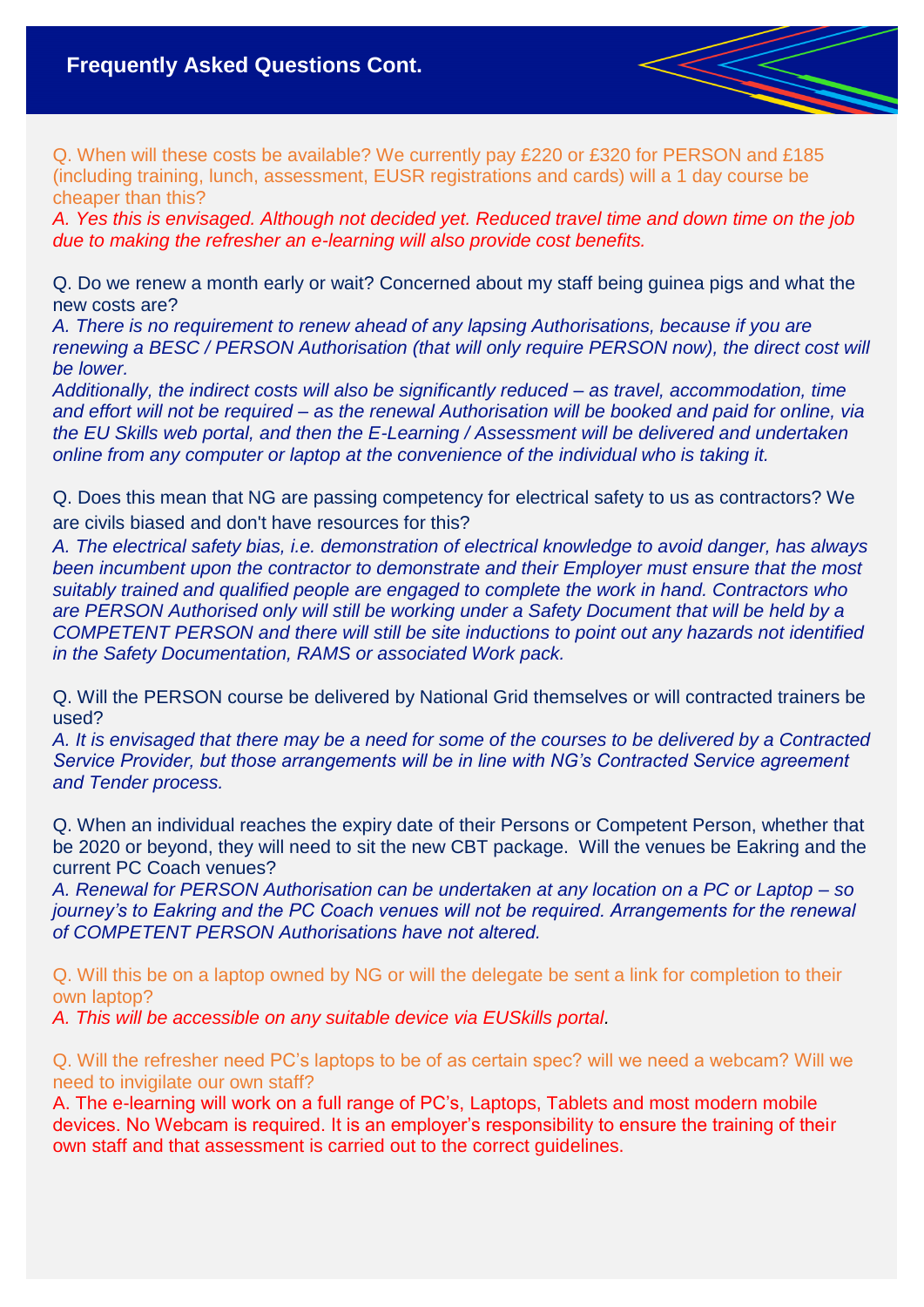## Frequently Asked Questions Cont.

Q. When will these costs be available? We currently pay £220 or £320 for PERSON and £185 (including training, lunch, assessment, EUSR registrations and cards) will a 1 day course be cheaper than this?

*A. Yes this is envisaged. Although not decided yet. Reduced travel time and down time on the job due to making the refresher an e-learning will also provide cost benefits.*

Q. Do we renew a month early or wait? Concerned about my staff being guinea pigs and what the new costs are?

*A. There is no requirement to renew ahead of any lapsing Authorisations, because if you are renewing a BESC / PERSON Authorisation (that will only require PERSON now), the direct cost will be lower.*

*Additionally, the indirect costs will also be significantly reduced – as travel, accommodation, time and effort will not be required – as the renewal Authorisation will be booked and paid for online, via the EU Skills web portal, and then the E-Learning / Assessment will be delivered and undertaken online from any computer or laptop at the convenience of the individual who is taking it.*

Q. Does this mean that NG are passing competency for electrical safety to us as contractors? We are civils biased and don't have resources for this?

*A. The electrical safety bias, i.e. demonstration of electrical knowledge to avoid danger, has always been incumbent upon the contractor to demonstrate and their Employer must ensure that the most suitably trained and qualified people are engaged to complete the work in hand. Contractors who are PERSON Authorised only will still be working under a Safety Document that will be held by a COMPETENT PERSON and there will still be site inductions to point out any hazards not identified in the Safety Documentation, RAMS or associated Work pack.*

Q. Will the PERSON course be delivered by National Grid themselves or will contracted trainers be used?

*A. It is envisaged that there may be a need for some of the courses to be delivered by a Contracted Service Provider, but those arrangements will be in line with NG's Contracted Service agreement and Tender process.*

Q. When an individual reaches the expiry date of their Persons or Competent Person, whether that be 2020 or beyond, they will need to sit the new CBT package. Will the venues be Eakring and the current PC Coach venues?

*A. Renewal for PERSON Authorisation can be undertaken at any location on a PC or Laptop – so journey's to Eakring and the PC Coach venues will not be required. Arrangements for the renewal of COMPETENT PERSON Authorisations have not altered.*

Q. Will this be on a laptop owned by NG or will the delegate be sent a link for completion to their own laptop?

*A. This will be accessible on any suitable device via EUSkills portal.*

Q. Will the refresher need PC's laptops to be of as certain spec? will we need a webcam? Will we need to invigilate our own staff?

A. The e-learning will work on a full range of PC's, Laptops, Tablets and most modern mobile devices. No Webcam is required. It is an employer's responsibility to ensure the training of their own staff and that assessment is carried out to the correct guidelines.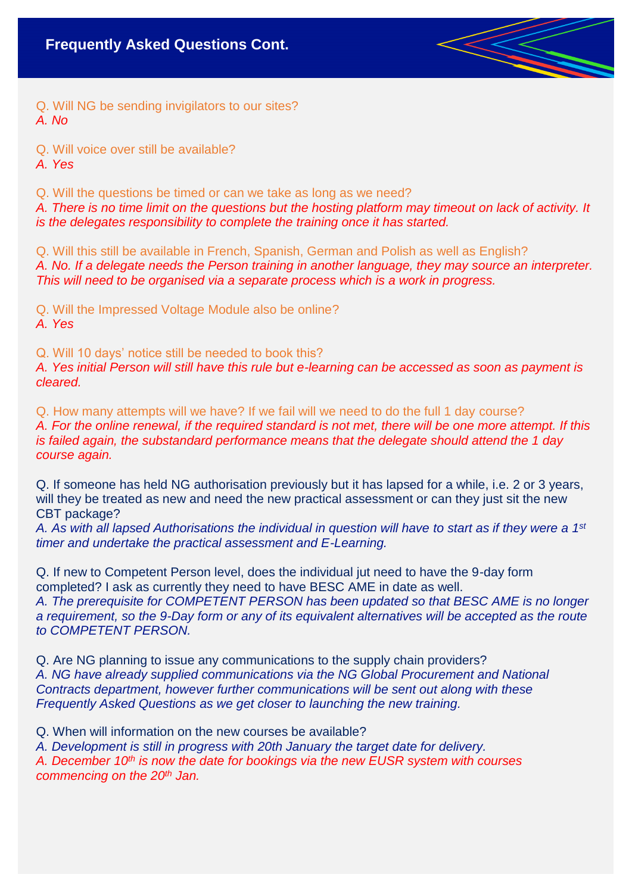## Frequently Asked Questions Cont.

Q. Will NG be sending invigilators to our sites?
*A. No*

Q. Will voice over still be available?
*A. Yes*

Q. Will the questions be timed or can we take as long as we need?
*A. There is no time limit on the questions but the hosting platform may timeout on lack of activity. It is the delegates responsibility to complete the training once it has started.*

Q. Will this still be available in French, Spanish, German and Polish as well as English?
*A. No. If a delegate needs the Person training in another language, they may source an interpreter. This will need to be organised via a separate process which is a work in progress.*

Q. Will the Impressed Voltage Module also be online?
*A. Yes*

Q. Will 10 days' notice still be needed to book this?
*A. Yes initial Person will still have this rule but e-learning can be accessed as soon as payment is cleared.*

Q. How many attempts will we have? If we fail will we need to do the full 1 day course?
*A. For the online renewal, if the required standard is not met, there will be one more attempt. If this is failed again, the substandard performance means that the delegate should attend the 1 day course again.*

Q. If someone has held NG authorisation previously but it has lapsed for a while, i.e. 2 or 3 years, will they be treated as new and need the new practical assessment or can they just sit the new CBT package?
*A. As with all lapsed Authorisations the individual in question will have to start as if they were a 1st timer and undertake the practical assessment and E-Learning.*

Q. If new to Competent Person level, does the individual jut need to have the 9-day form completed? I ask as currently they need to have BESC AME in date as well.
*A. The prerequisite for COMPETENT PERSON has been updated so that BESC AME is no longer a requirement, so the 9-Day form or any of its equivalent alternatives will be accepted as the route to COMPETENT PERSON.*

Q. Are NG planning to issue any communications to the supply chain providers?
*A. NG have already supplied communications via the NG Global Procurement and National Contracts department, however further communications will be sent out along with these Frequently Asked Questions as we get closer to launching the new training.*

Q. When will information on the new courses be available?
*A. Development is still in progress with 20th January the target date for delivery.*
*A. December 10th is now the date for bookings via the new EUSR system with courses commencing on the 20th Jan.*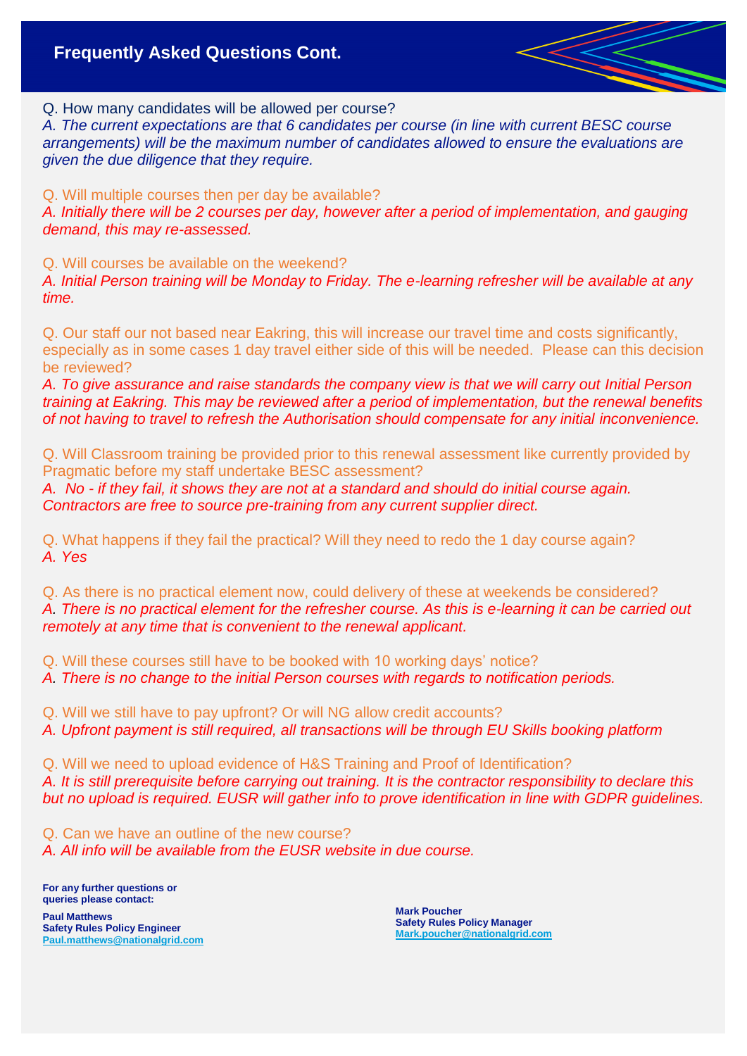## Frequently Asked Questions Cont.

Q. How many candidates will be allowed per course?
*A. The current expectations are that 6 candidates per course (in line with current BESC course arrangements) will be the maximum number of candidates allowed to ensure the evaluations are given the due diligence that they require.*

Q. Will multiple courses then per day be available?
*A. Initially there will be 2 courses per day, however after a period of implementation, and gauging demand, this may re-assessed.*

Q. Will courses be available on the weekend?
*A. Initial Person training will be Monday to Friday. The e-learning refresher will be available at any time.*

Q. Our staff our not based near Eakring, this will increase our travel time and costs significantly, especially as in some cases 1 day travel either side of this will be needed. Please can this decision be reviewed?
*A. To give assurance and raise standards the company view is that we will carry out Initial Person training at Eakring. This may be reviewed after a period of implementation, but the renewal benefits of not having to travel to refresh the Authorisation should compensate for any initial inconvenience.*

Q. Will Classroom training be provided prior to this renewal assessment like currently provided by Pragmatic before my staff undertake BESC assessment?
*A. No - if they fail, it shows they are not at a standard and should do initial course again. Contractors are free to source pre-training from any current supplier direct.*

Q. What happens if they fail the practical? Will they need to redo the 1 day course again?
*A. Yes*

Q. As there is no practical element now, could delivery of these at weekends be considered?
*A. There is no practical element for the refresher course. As this is e-learning it can be carried out remotely at any time that is convenient to the renewal applicant.*

Q. Will these courses still have to be booked with 10 working days' notice?
*A. There is no change to the initial Person courses with regards to notification periods.*

Q. Will we still have to pay upfront? Or will NG allow credit accounts?
*A. Upfront payment is still required, all transactions will be through EU Skills booking platform*

Q. Will we need to upload evidence of H&S Training and Proof of Identification?
*A. It is still prerequisite before carrying out training. It is the contractor responsibility to declare this but no upload is required. EUSR will gather info to prove identification in line with GDPR guidelines.*

Q. Can we have an outline of the new course?
*A. All info will be available from the EUSR website in due course.*

**For any further questions or queries please contact:**

**Paul Matthews**
**Safety Rules Policy Engineer**
**Paul.matthews@nationalgrid.com**

**Mark Poucher**
**Safety Rules Policy Manager**
**Mark.poucher@nationalgrid.com**